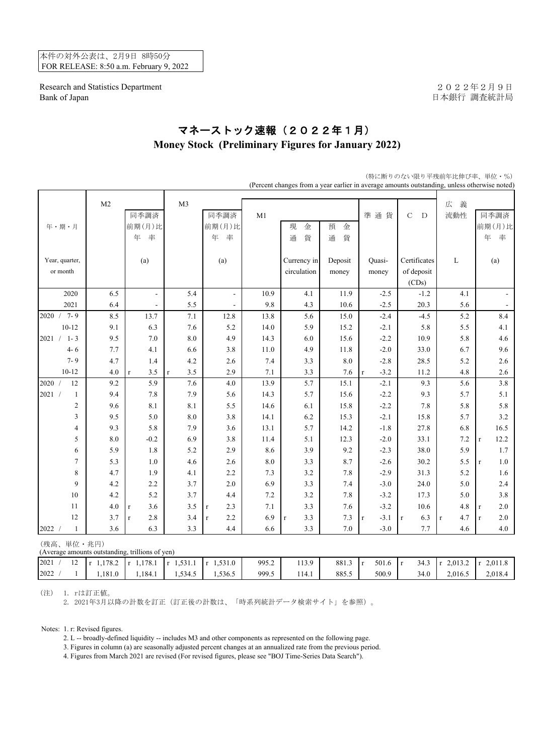本件の対外公表は、2月9日 8時50分
FOR RELEASE: 8:50 a.m. February 9, 2022

Research and Statistics Department
Bank of Japan

２０２２年２月９日
日本銀行 調査統計局

# マネーストック速報（２０２２年１月）
## Money Stock (Preliminary Figures for January 2022)

（特に断りのない限り平残前年比伸び率、単位・％）
(Percent changes from a year earlier in average amounts outstanding, unless otherwise noted)

| 年・期・月 Year, quarter, or month | M2 | 同季調済前期(月)比年率 (a) | M3 | 同季調済前期(月)比年率 (a) | M1 | 現金通貨 Currency in circulation | 預金通貨 Deposit money | 準通貨 Quasi-money | CD Certificates of deposit (CDs) | 広義流動性 L | 同季調済前期(月)比年率 (a) |
|---|---|---|---|---|---|---|---|---|---|---|---|
| 2020 | 6.5 | - | 5.4 | - | 10.9 | 4.1 | 11.9 | -2.5 | -1.2 | 4.1 | - |
| 2021 | 6.4 | - | 5.5 | - | 9.8 | 4.3 | 10.6 | -2.5 | 20.3 | 5.6 | - |
| 2020 / 7-9 | 8.5 | 13.7 | 7.1 | 12.8 | 13.8 | 5.6 | 15.0 | -2.4 | -4.5 | 5.2 | 8.4 |
| 10-12 | 9.1 | 6.3 | 7.6 | 5.2 | 14.0 | 5.9 | 15.2 | -2.1 | 5.8 | 5.5 | 4.1 |
| 2021 / 1-3 | 9.5 | 7.0 | 8.0 | 4.9 | 14.3 | 6.0 | 15.6 | -2.2 | 10.9 | 5.8 | 4.6 |
| 4-6 | 7.7 | 4.1 | 6.6 | 3.8 | 11.0 | 4.9 | 11.8 | -2.0 | 33.0 | 6.7 | 9.6 |
| 7-9 | 4.7 | 1.4 | 4.2 | 2.6 | 7.4 | 3.3 | 8.0 | -2.8 | 28.5 | 5.2 | 2.6 |
| 10-12 | 4.0 | r 3.5 | r 3.5 | 2.9 | 7.1 | 3.3 | 7.6 | r -3.2 | 11.2 | 4.8 | 2.6 |
| 2020 / 12 | 9.2 | 5.9 | 7.6 | 4.0 | 13.9 | 5.7 | 15.1 | -2.1 | 9.3 | 5.6 | 3.8 |
| 2021 / 1 | 9.4 | 7.8 | 7.9 | 5.6 | 14.3 | 5.7 | 15.6 | -2.2 | 9.3 | 5.7 | 5.1 |
| 2 | 9.6 | 8.1 | 8.1 | 5.5 | 14.6 | 6.1 | 15.8 | -2.2 | 7.8 | 5.8 | 5.8 |
| 3 | 9.5 | 5.0 | 8.0 | 3.8 | 14.1 | 6.2 | 15.3 | -2.1 | 15.8 | 5.7 | 3.2 |
| 4 | 9.3 | 5.8 | 7.9 | 3.6 | 13.1 | 5.7 | 14.2 | -1.8 | 27.8 | 6.8 | 16.5 |
| 5 | 8.0 | -0.2 | 6.9 | 3.8 | 11.4 | 5.1 | 12.3 | -2.0 | 33.1 | 7.2 | r 12.2 |
| 6 | 5.9 | 1.8 | 5.2 | 2.9 | 8.6 | 3.9 | 9.2 | -2.3 | 38.0 | 5.9 | 1.7 |
| 7 | 5.3 | 1.0 | 4.6 | 2.6 | 8.0 | 3.3 | 8.7 | -2.6 | 30.2 | 5.5 | r 1.0 |
| 8 | 4.7 | 1.9 | 4.1 | 2.2 | 7.3 | 3.2 | 7.8 | -2.9 | 31.3 | 5.2 | 1.6 |
| 9 | 4.2 | 2.2 | 3.7 | 2.0 | 6.9 | 3.3 | 7.4 | -3.0 | 24.0 | 5.0 | 2.4 |
| 10 | 4.2 | 5.2 | 3.7 | 4.4 | 7.2 | 3.2 | 7.8 | -3.2 | 17.3 | 5.0 | 3.8 |
| 11 | 4.0 | r 3.6 | 3.5 | r 2.3 | 7.1 | 3.3 | 7.6 | -3.2 | 10.6 | 4.8 | r 2.0 |
| 12 | 3.7 | r 2.8 | 3.4 | r 2.2 | 6.9 | r 3.3 | 7.3 | r -3.1 | r 6.3 | r 4.7 | r 2.0 |
| 2022 / 1 | 3.6 | 6.3 | 3.3 | 4.4 | 6.6 | 3.3 | 7.0 | -3.0 | 7.7 | 4.6 | 4.0 |

（残高、単位・兆円）
(Average amounts outstanding, trillions of yen)

| | M2 | (a) | M3 | (a) | M1 | Currency in circulation | Deposit money | Quasi-money | CDs | L | (a) |
|---|---|---|---|---|---|---|---|---|---|---|---|
| 2021 / 12 | r 1,178.2 | r 1,178.1 | r 1,531.1 | r 1,531.0 | 995.2 | 113.9 | 881.3 | r 501.6 | r 34.3 | r 2,013.2 | r 2,011.8 |
| 2022 / 1 | 1,181.0 | 1,184.1 | 1,534.5 | 1,536.5 | 999.5 | 114.1 | 885.5 | 500.9 | 34.0 | 2,016.5 | 2,018.4 |

（注） 1. rは訂正値。
2. 2021年3月以降の計数を訂正（訂正後の計数は、「時系列統計データ検索サイト」を参照）。

Notes: 1. r: Revised figures.
2. L -- broadly-defined liquidity -- includes M3 and other components as represented on the following page.
3. Figures in column (a) are seasonally adjusted percent changes at an annualized rate from the previous period.
4. Figures from March 2021 are revised (For revised figures, please see "BOJ Time-Series Data Search").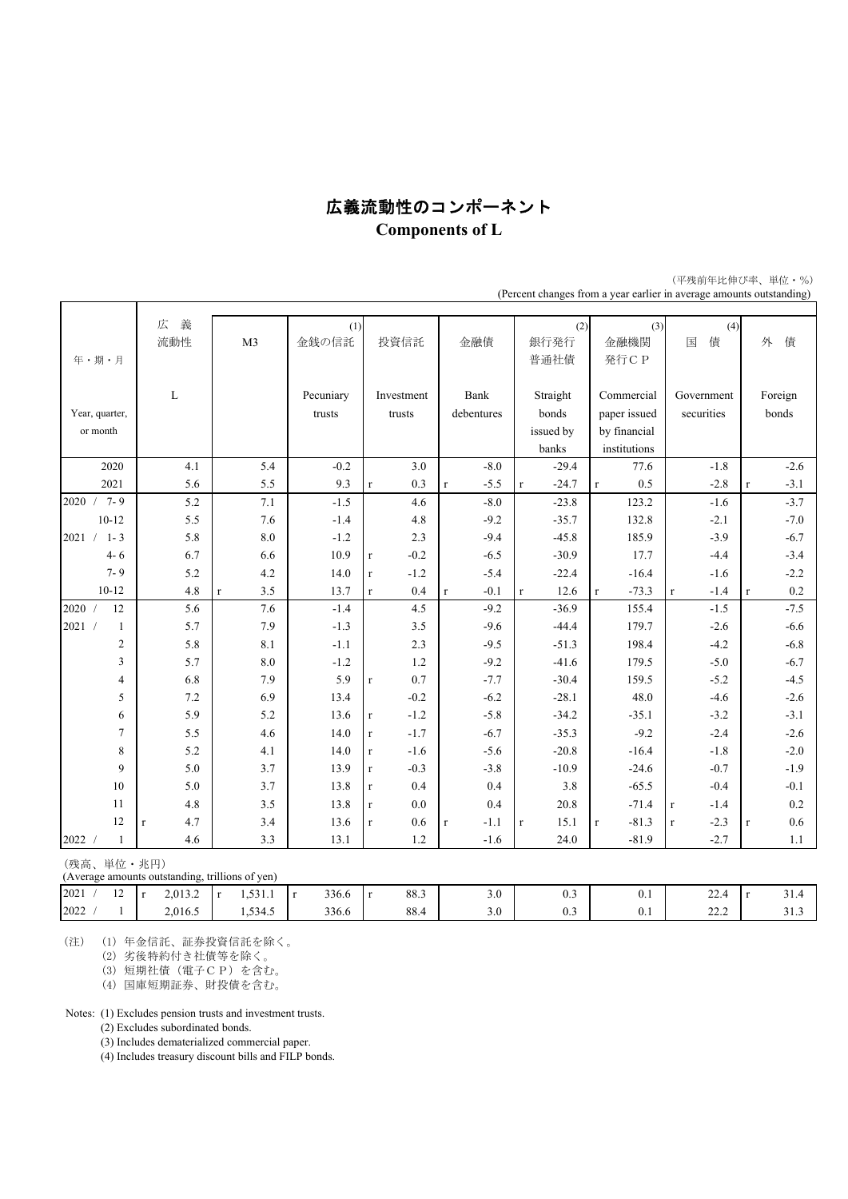# 広義流動性のコンポーネント
## Components of L

（平残前年比伸び率、単位・%）
(Percent changes from a year earlier in average amounts outstanding)

| 年・期・月 Year, quarter, or month | 広義流動性 L | M3 | 金銭の信託 (1) Pecuniary trusts | 投資信託 Investment trusts | 金融債 Bank debentures | 銀行発行普通社債 (2) Straight bonds issued by banks | 金融機関発行ＣＰ (3) Commercial paper issued by financial institutions | 国債 (4) Government securities | 外債 Foreign bonds |
|---|---|---|---|---|---|---|---|---|---|
| 2020 | 4.1 | 5.4 | -0.2 | 3.0 | -8.0 | -29.4 | 77.6 | -1.8 | -2.6 |
| 2021 | 5.6 | 5.5 | 9.3 | r 0.3 | r -5.5 | r -24.7 | r 0.5 | -2.8 | r -3.1 |
| 2020 / 7- 9 | 5.2 | 7.1 | -1.5 | 4.6 | -8.0 | -23.8 | 123.2 | -1.6 | -3.7 |
| 10-12 | 5.5 | 7.6 | -1.4 | 4.8 | -9.2 | -35.7 | 132.8 | -2.1 | -7.0 |
| 2021 / 1- 3 | 5.8 | 8.0 | -1.2 | 2.3 | -9.4 | -45.8 | 185.9 | -3.9 | -6.7 |
| 4- 6 | 6.7 | 6.6 | 10.9 | r -0.2 | -6.5 | -30.9 | 17.7 | -4.4 | -3.4 |
| 7- 9 | 5.2 | 4.2 | 14.0 | r -1.2 | -5.4 | -22.4 | -16.4 | -1.6 | -2.2 |
| 10-12 | 4.8 | r 3.5 | 13.7 | r 0.4 | r -0.1 | r 12.6 | r -73.3 | r -1.4 | r 0.2 |
| 2020 / 12 | 5.6 | 7.6 | -1.4 | 4.5 | -9.2 | -36.9 | 155.4 | -1.5 | -7.5 |
| 2021 / 1 | 5.7 | 7.9 | -1.3 | 3.5 | -9.6 | -44.4 | 179.7 | -2.6 | -6.6 |
| 2 | 5.8 | 8.1 | -1.1 | 2.3 | -9.5 | -51.3 | 198.4 | -4.2 | -6.8 |
| 3 | 5.7 | 8.0 | -1.2 | 1.2 | -9.2 | -41.6 | 179.5 | -5.0 | -6.7 |
| 4 | 6.8 | 7.9 | 5.9 | r 0.7 | -7.7 | -30.4 | 159.5 | -5.2 | -4.5 |
| 5 | 7.2 | 6.9 | 13.4 | -0.2 | -6.2 | -28.1 | 48.0 | -4.6 | -2.6 |
| 6 | 5.9 | 5.2 | 13.6 | r -1.2 | -5.8 | -34.2 | -35.1 | -3.2 | -3.1 |
| 7 | 5.5 | 4.6 | 14.0 | r -1.7 | -6.7 | -35.3 | -9.2 | -2.4 | -2.6 |
| 8 | 5.2 | 4.1 | 14.0 | r -1.6 | -5.6 | -20.8 | -16.4 | -1.8 | -2.0 |
| 9 | 5.0 | 3.7 | 13.9 | r -0.3 | -3.8 | -10.9 | -24.6 | -0.7 | -1.9 |
| 10 | 5.0 | 3.7 | 13.8 | r 0.4 | 0.4 | 3.8 | -65.5 | -0.4 | -0.1 |
| 11 | 4.8 | 3.5 | 13.8 | r 0.0 | 0.4 | 20.8 | -71.4 | r -1.4 | 0.2 |
| 12 | r 4.7 | 3.4 | 13.6 | r 0.6 | r -1.1 | r 15.1 | r -81.3 | r -2.3 | r 0.6 |
| 2022 / 1 | 4.6 | 3.3 | 13.1 | 1.2 | -1.6 | 24.0 | -81.9 | -2.7 | 1.1 |

（残高、単位・兆円）
(Average amounts outstanding, trillions of yen)

| | | | | | | | | | |
|---|---|---|---|---|---|---|---|---|---|
| 2021 / 12 | r 2,013.2 | r 1,531.1 | r 336.6 | r 88.3 | 3.0 | 0.3 | 0.1 | 22.4 | r 31.4 |
| 2022 / 1 | 2,016.5 | 1,534.5 | 336.6 | 88.4 | 3.0 | 0.3 | 0.1 | 22.2 | 31.3 |

（注）(1) 年金信託、証券投資信託を除く。
(2) 劣後特約付き社債等を除く。
(3) 短期社債（電子ＣＰ）を含む。
(4) 国庫短期証券、財投債を含む。

Notes: (1) Excludes pension trusts and investment trusts.
(2) Excludes subordinated bonds.
(3) Includes dematerialized commercial paper.
(4) Includes treasury discount bills and FILP bonds.